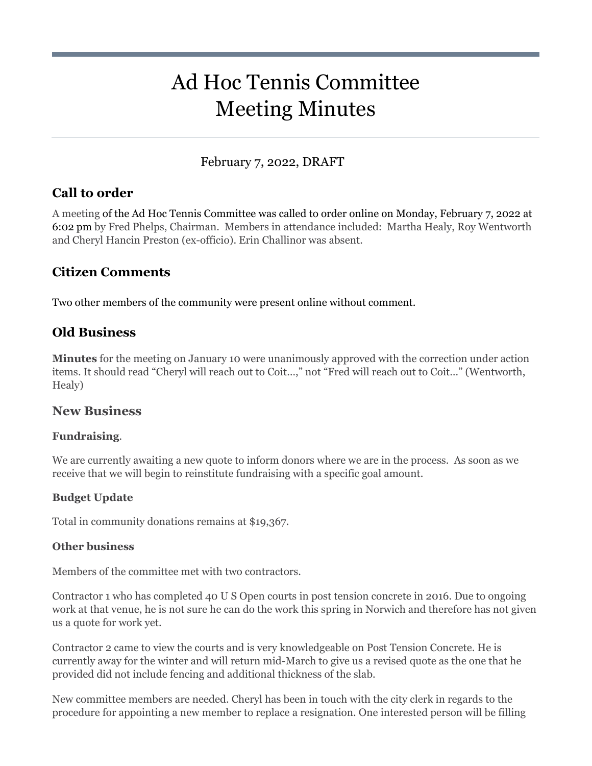# Ad Hoc Tennis Committee Meeting Minutes

February 7, 2022, DRAFT

## Call to order

A meeting of the Ad Hoc Tennis Committee was called to order online on Monday, February 7, 2022 at 6:02 pm by Fred Phelps, Chairman. Members in attendance included: Martha Healy, Roy Wentworth and Cheryl Hancin Preston (ex-officio). Erin Challinor was absent.

## Citizen Comments

Two other members of the community were present online without comment.

## Old Business

**Minutes** for the meeting on January 10 were unanimously approved with the correction under action items. It should read "Cheryl will reach out to Coit…," not "Fred will reach out to Coit…" (Wentworth, Healy)

## New Business

### Fundraising.

We are currently awaiting a new quote to inform donors where we are in the process. As soon as we receive that we will begin to reinstitute fundraising with a specific goal amount.

### Budget Update

Total in community donations remains at $19,367.

### Other business

Members of the committee met with two contractors.

Contractor 1 who has completed 40 U S Open courts in post tension concrete in 2016. Due to ongoing work at that venue, he is not sure he can do the work this spring in Norwich and therefore has not given us a quote for work yet.

Contractor 2 came to view the courts and is very knowledgeable on Post Tension Concrete. He is currently away for the winter and will return mid-March to give us a revised quote as the one that he provided did not include fencing and additional thickness of the slab.

New committee members are needed. Cheryl has been in touch with the city clerk in regards to the procedure for appointing a new member to replace a resignation. One interested person will be filling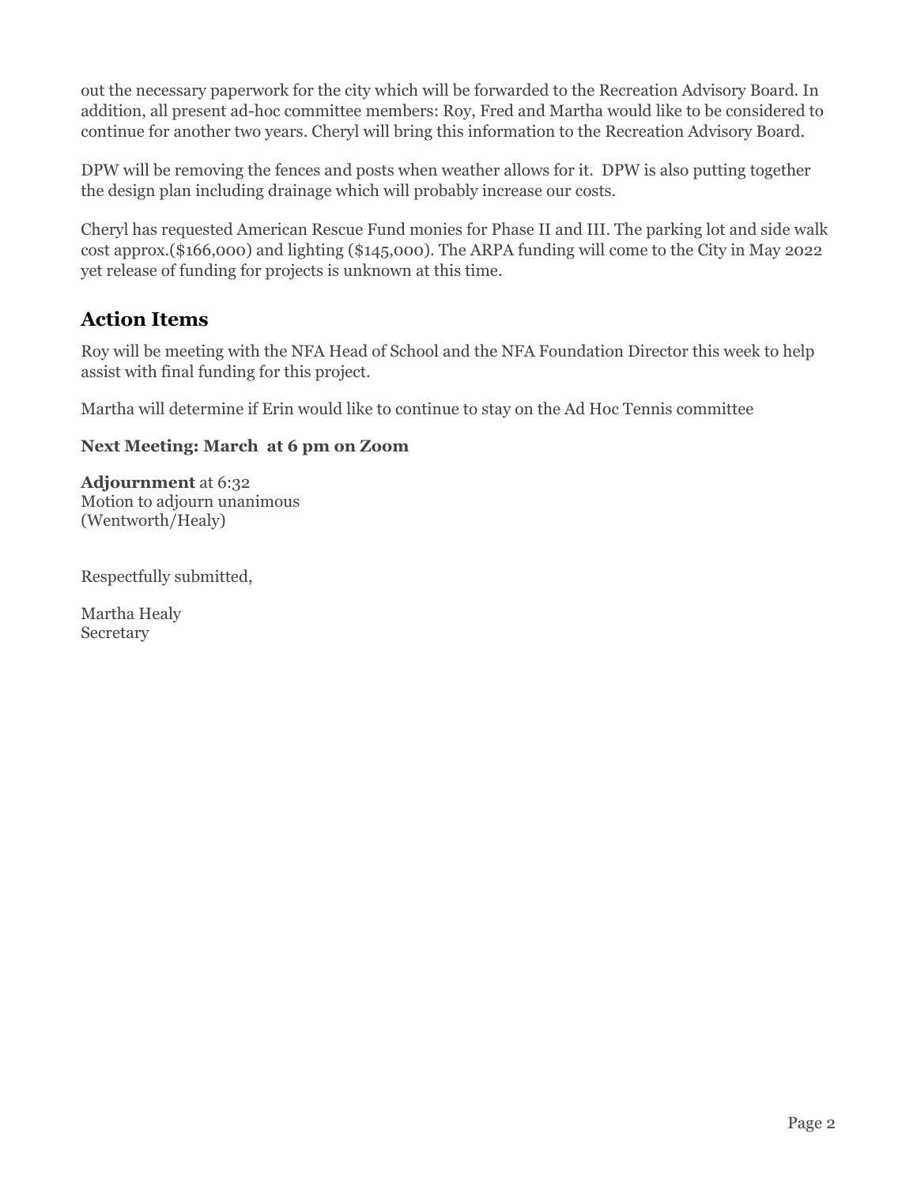out the necessary paperwork for the city which will be forwarded to the Recreation Advisory Board. In addition, all present ad-hoc committee members: Roy, Fred and Martha would like to be considered to continue for another two years. Cheryl will bring this information to the Recreation Advisory Board.

DPW will be removing the fences and posts when weather allows for it. DPW is also putting together the design plan including drainage which will probably increase our costs.

Cheryl has requested American Rescue Fund monies for Phase II and III. The parking lot and side walk cost approx.($166,000) and lighting ($145,000). The ARPA funding will come to the City in May 2022 yet release of funding for projects is unknown at this time.

## Action Items

Roy will be meeting with the NFA Head of School and the NFA Foundation Director this week to help assist with final funding for this project.

Martha will determine if Erin would like to continue to stay on the Ad Hoc Tennis committee

**Next Meeting: March at 6 pm on Zoom**

**Adjournment** at 6:32
Motion to adjourn unanimous
(Wentworth/Healy)

Respectfully submitted,

Martha Healy
Secretary